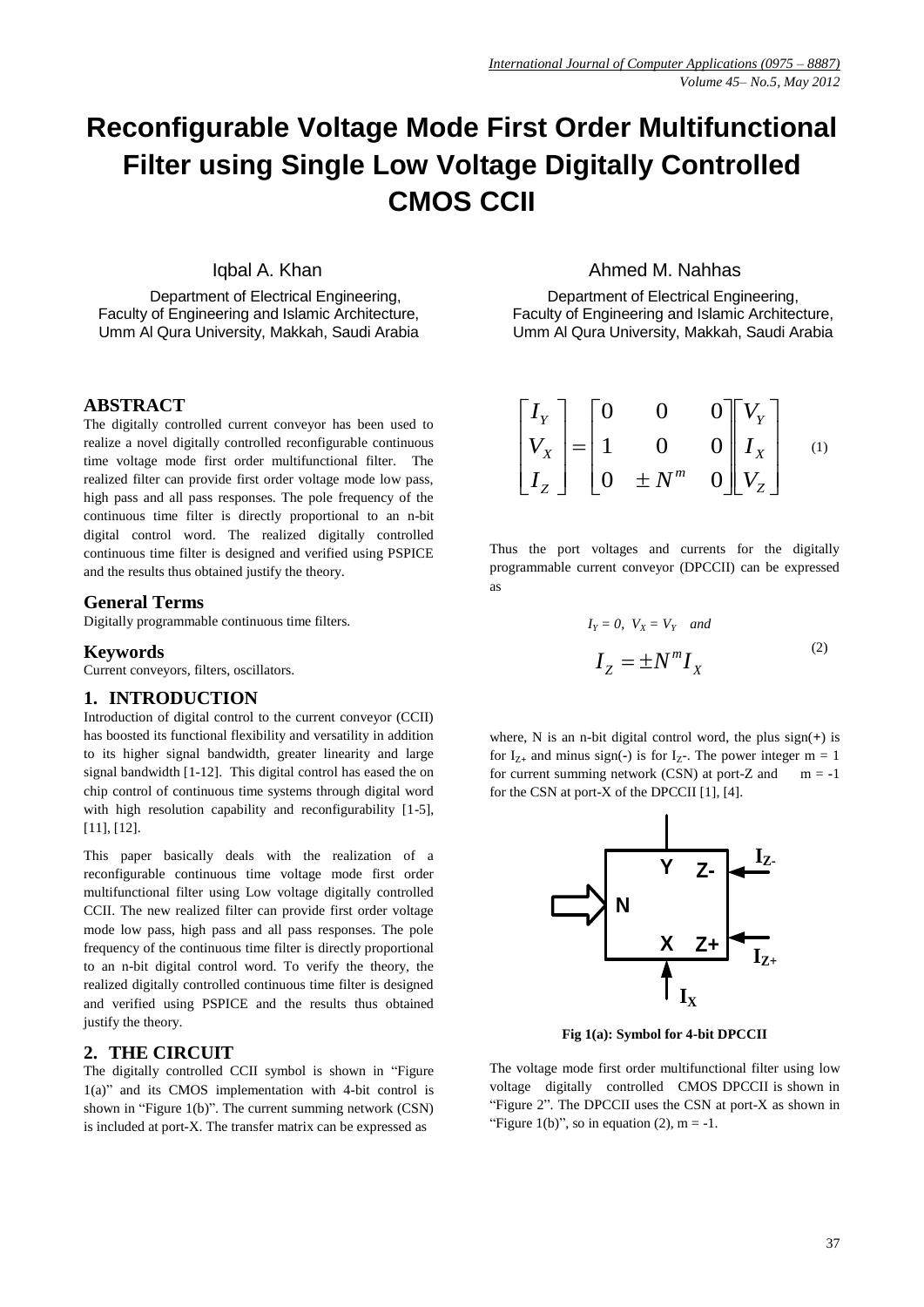# Reconfigurable Voltage Mode First Order Multifunctional Filter using Single Low Voltage Digitally Controlled CMOS CCII

Iqbal A. Khan

Department of Electrical Engineering,
Faculty of Engineering and Islamic Architecture,
Umm Al Qura University, Makkah, Saudi Arabia

Ahmed M. Nahhas

Department of Electrical Engineering,
Faculty of Engineering and Islamic Architecture,
Umm Al Qura University, Makkah, Saudi Arabia

## ABSTRACT

The digitally controlled current conveyor has been used to realize a novel digitally controlled reconfigurable continuous time voltage mode first order multifunctional filter. The realized filter can provide first order voltage mode low pass, high pass and all pass responses. The pole frequency of the continuous time filter is directly proportional to an n-bit digital control word. The realized digitally controlled continuous time filter is designed and verified using PSPICE and the results thus obtained justify the theory.

## General Terms

Digitally programmable continuous time filters.

## Keywords

Current conveyors, filters, oscillators.

## 1. INTRODUCTION

Introduction of digital control to the current conveyor (CCII) has boosted its functional flexibility and versatility in addition to its higher signal bandwidth, greater linearity and large signal bandwidth [1-12]. This digital control has eased the on chip control of continuous time systems through digital word with high resolution capability and reconfigurability [1-5], [11], [12].

This paper basically deals with the realization of a reconfigurable continuous time voltage mode first order multifunctional filter using Low voltage digitally controlled CCII. The new realized filter can provide first order voltage mode low pass, high pass and all pass responses. The pole frequency of the continuous time filter is directly proportional to an n-bit digital control word. To verify the theory, the realized digitally controlled continuous time filter is designed and verified using PSPICE and the results thus obtained justify the theory.

## 2. THE CIRCUIT

The digitally controlled CCII symbol is shown in "Figure 1(a)" and its CMOS implementation with 4-bit control is shown in "Figure 1(b)". The current summing network (CSN) is included at port-X. The transfer matrix can be expressed as

$$\begin{bmatrix} I_Y \\ V_X \\ I_Z \end{bmatrix} = \begin{bmatrix} 0 & 0 & 0 \\ 1 & 0 & 0 \\ 0 & \pm N^m & 0 \end{bmatrix} \begin{bmatrix} V_Y \\ I_X \\ V_Z \end{bmatrix} \quad (1)$$

Thus the port voltages and currents for the digitally programmable current conveyor (DPCCII) can be expressed as

$$I_Y = 0, \; V_X = V_Y \quad and$$

$$I_Z = \pm N^m I_X \quad (2)$$

where, N is an n-bit digital control word, the plus sign(+) is for $I_{Z+}$ and minus sign(-) is for $I_{Z-}$. The power integer m = 1 for current summing network (CSN) at port-Z and m = -1 for the CSN at port-X of the DPCCII [1], [4].

Fig 1(a): Symbol for 4-bit DPCCII

The voltage mode first order multifunctional filter using low voltage digitally controlled CMOS DPCCII is shown in "Figure 2". The DPCCII uses the CSN at port-X as shown in "Figure 1(b)", so in equation (2), m = -1.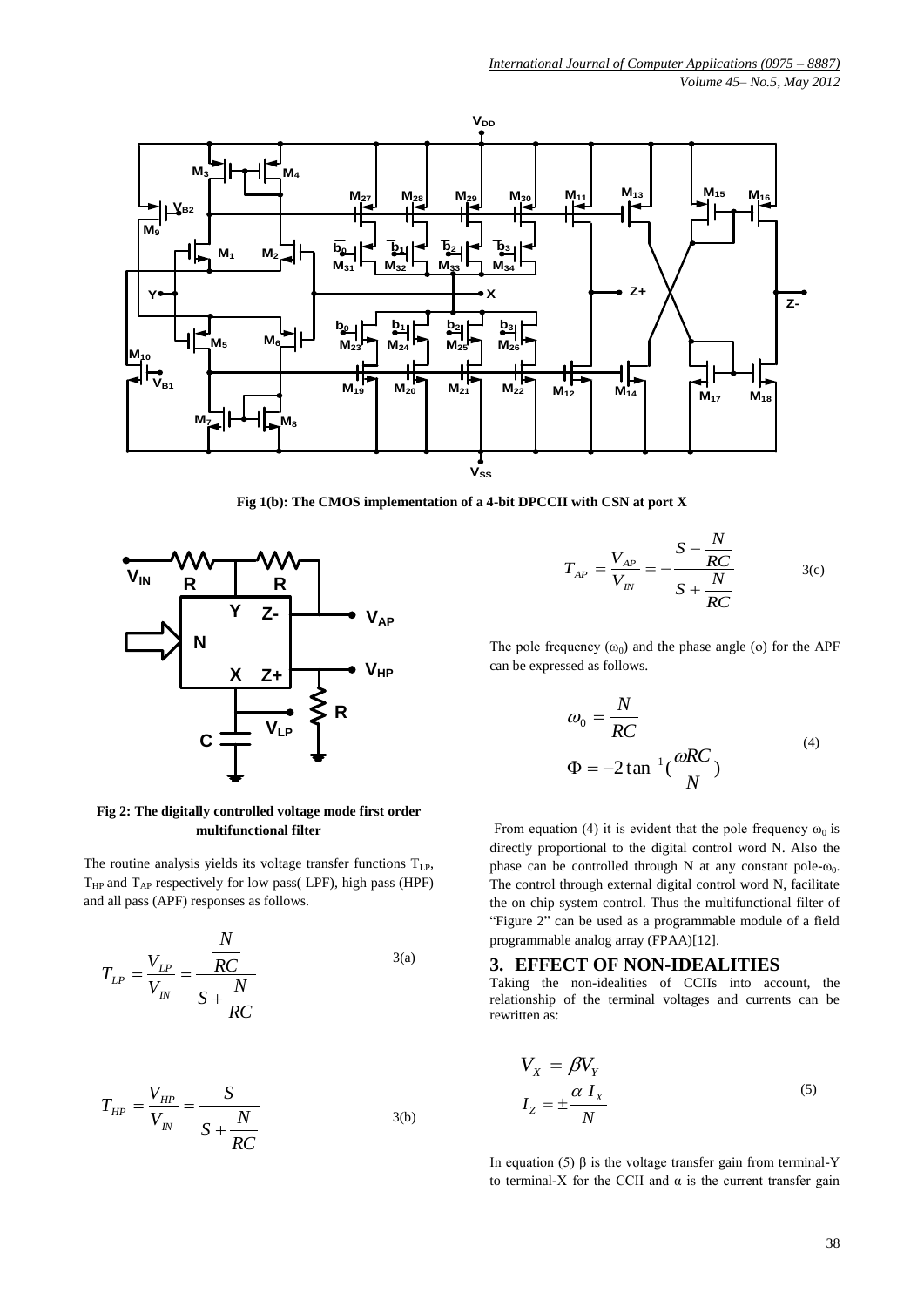Fig 1(b): The CMOS implementation of a 4-bit DPCCII with CSN at port X

Fig 2: The digitally controlled voltage mode first order multifunctional filter

The routine analysis yields its voltage transfer functions $T_{LP}$, $T_{HP}$ and $T_{AP}$ respectively for low pass( LPF), high pass (HPF) and all pass (APF) responses as follows.

$$T_{LP} = \frac{V_{LP}}{V_{IN}} = \frac{\frac{N}{RC}}{S + \frac{N}{RC}} \tag{3(a)}$$

$$T_{HP} = \frac{V_{HP}}{V_{IN}} = \frac{S}{S + \frac{N}{RC}} \tag{3(b)}$$

$$T_{AP} = \frac{V_{AP}}{V_{IN}} = -\frac{S - \frac{N}{RC}}{S + \frac{N}{RC}} \tag{3(c)}$$

The pole frequency ($\omega_0$) and the phase angle ($\phi$) for the APF can be expressed as follows.

$$\omega_0 = \frac{N}{RC}$$
$$\Phi = -2\tan^{-1}\left(\frac{\omega RC}{N}\right) \tag{4}$$

From equation (4) it is evident that the pole frequency $\omega_0$ is directly proportional to the digital control word N. Also the phase can be controlled through N at any constant pole-$\omega_0$. The control through external digital control word N, facilitate the on chip system control. Thus the multifunctional filter of "Figure 2" can be used as a programmable module of a field programmable analog array (FPAA)[12].

## 3. EFFECT OF NON-IDEALITIES

Taking the non-idealities of CCIIs into account, the relationship of the terminal voltages and currents can be rewritten as:

$$V_X = \beta V_Y$$
$$I_Z = \pm \frac{\alpha\, I_X}{N} \tag{5}$$

In equation (5) β is the voltage transfer gain from terminal-Y to terminal-X for the CCII and α is the current transfer gain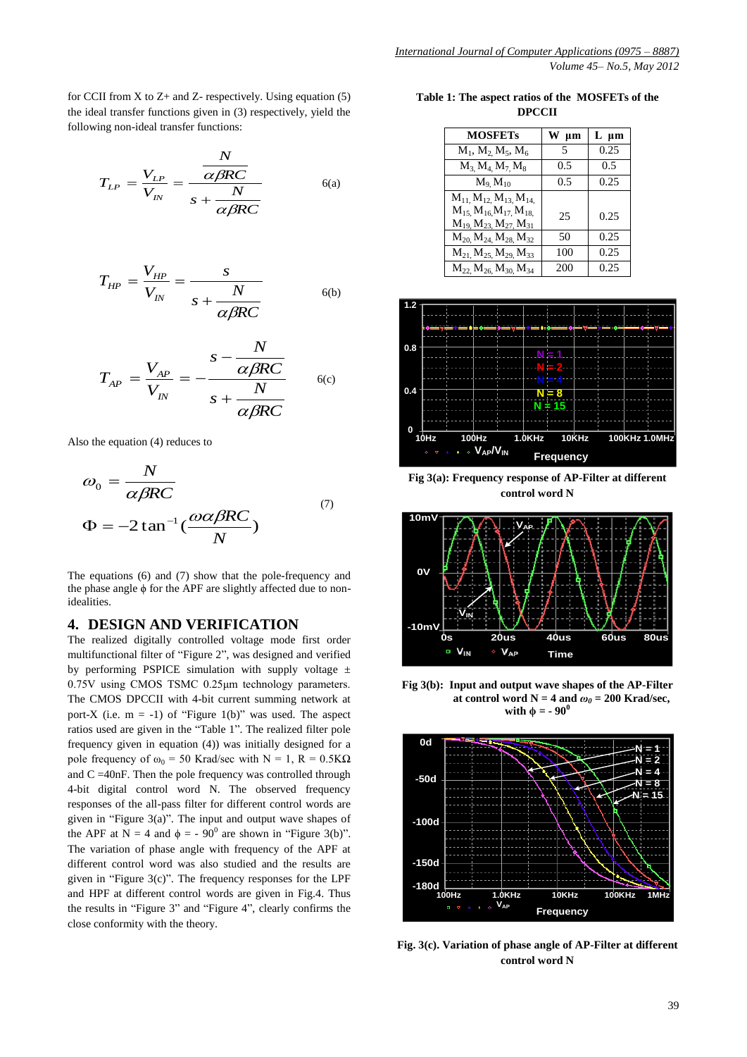for CCII from X to Z+ and Z- respectively. Using equation (5) the ideal transfer functions given in (3) respectively, yield the following non-ideal transfer functions:

$$T_{LP} = \frac{V_{LP}}{V_{IN}} = \frac{\dfrac{N}{\alpha\beta RC}}{s + \dfrac{N}{\alpha\beta RC}} \qquad 6(a)$$

$$T_{HP} = \frac{V_{HP}}{V_{IN}} = \frac{s}{s + \dfrac{N}{\alpha\beta RC}} \qquad 6(b)$$

$$T_{AP} = \frac{V_{AP}}{V_{IN}} = -\frac{s - \dfrac{N}{\alpha\beta RC}}{s + \dfrac{N}{\alpha\beta RC}} \qquad 6(c)$$

Also the equation (4) reduces to

$$\omega_0 = \frac{N}{\alpha\beta RC}$$
$$\Phi = -2\tan^{-1}\left(\frac{\omega\alpha\beta RC}{N}\right) \qquad (7)$$

The equations (6) and (7) show that the pole-frequency and the phase angle $\phi$ for the APF are slightly affected due to non-idealities.

## 4. DESIGN AND VERIFICATION

The realized digitally controlled voltage mode first order multifunctional filter of "Figure 2", was designed and verified by performing PSPICE simulation with supply voltage $\pm$ 0.75V using CMOS TSMC 0.25μm technology parameters. The CMOS DPCCII with 4-bit current summing network at port-X (i.e. m = -1) of "Figure 1(b)" was used. The aspect ratios used are given in the "Table 1". The realized filter pole frequency given in equation (4)) was initially designed for a pole frequency of $\omega_0$ = 50 Krad/sec with N = 1, R = 0.5KΩ and C =40nF. Then the pole frequency was controlled through 4-bit digital control word N. The observed frequency responses of the all-pass filter for different control words are given in "Figure 3(a)". The input and output wave shapes of the APF at N = 4 and $\phi$ = - 90$^0$ are shown in "Figure 3(b)". The variation of phase angle with frequency of the APF at different control word was also studied and the results are given in "Figure 3(c)". The frequency responses for the LPF and HPF at different control words are given in Fig.4. Thus the results in "Figure 3" and "Figure 4", clearly confirms the close conformity with the theory.

**Table 1: The aspect ratios of the MOSFETs of the DPCCII**

| MOSFETs | W μm | L μm |
|---|---|---|
| $M_1$, $M_2$, $M_5$, $M_6$ | 5 | 0.25 |
| $M_3$, $M_4$, $M_7$, $M_8$ | 0.5 | 0.5 |
| $M_9$, $M_{10}$ | 0.5 | 0.25 |
| $M_{11}$, $M_{12}$, $M_{13}$, $M_{14}$, $M_{15}$, $M_{16}$, $M_{17}$, $M_{18}$, $M_{19}$, $M_{23}$, $M_{27}$, $M_{31}$ | 25 | 0.25 |
| $M_{20}$, $M_{24}$, $M_{28}$, $M_{32}$ | 50 | 0.25 |
| $M_{21}$, $M_{25}$, $M_{29}$, $M_{33}$ | 100 | 0.25 |
| $M_{22}$, $M_{26}$, $M_{30}$, $M_{34}$ | 200 | 0.25 |

**Fig 3(a): Frequency response of AP-Filter at different control word N**

**Fig 3(b): Input and output wave shapes of the AP-Filter at control word N = 4 and $\omega_0$ = 200 Krad/sec, with $\phi$ = - 90$^0$**

**Fig. 3(c). Variation of phase angle of AP-Filter at different control word N**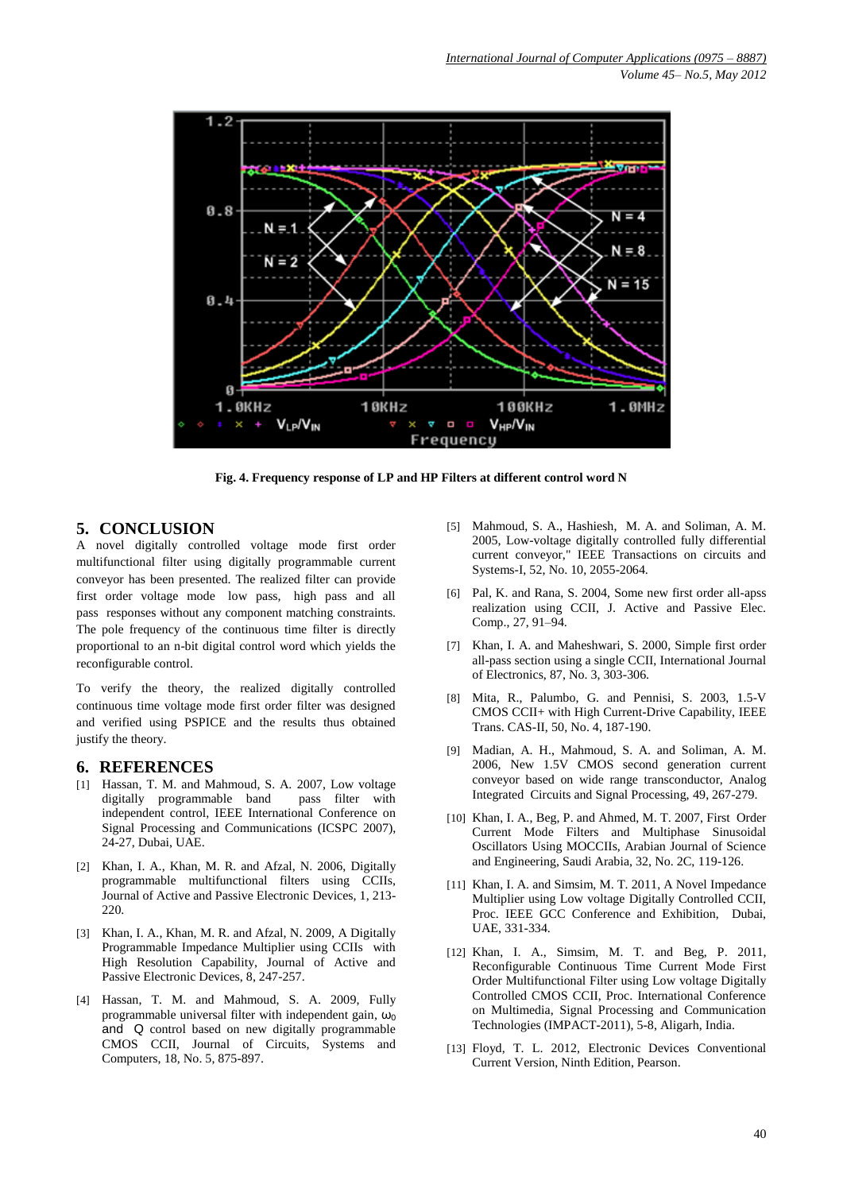1.2

0.8

0.4

0

1.0KHz

10KHz

100KHz

1.0MHz

N = 1

N = 2

N = 4

N = 8

N = 15

$V_{LP}/V_{IN}$

$V_{HP}/V_{IN}$

Frequency

**Fig. 4. Frequency response of LP and HP Filters at different control word N**

## 5. CONCLUSION

A novel digitally controlled voltage mode first order multifunctional filter using digitally programmable current conveyor has been presented. The realized filter can provide first order voltage mode low pass, high pass and all pass responses without any component matching constraints. The pole frequency of the continuous time filter is directly proportional to an n-bit digital control word which yields the reconfigurable control.

To verify the theory, the realized digitally controlled continuous time voltage mode first order filter was designed and verified using PSPICE and the results thus obtained justify the theory.

## 6. REFERENCES

[1] Hassan, T. M. and Mahmoud, S. A. 2007, Low voltage digitally programmable band pass filter with independent control, IEEE International Conference on Signal Processing and Communications (ICSPC 2007), 24-27, Dubai, UAE.

[2] Khan, I. A., Khan, M. R. and Afzal, N. 2006, Digitally programmable multifunctional filters using CCIIs, Journal of Active and Passive Electronic Devices, 1, 213-220.

[3] Khan, I. A., Khan, M. R. and Afzal, N. 2009, A Digitally Programmable Impedance Multiplier using CCIIs with High Resolution Capability, Journal of Active and Passive Electronic Devices, 8, 247-257.

[4] Hassan, T. M. and Mahmoud, S. A. 2009, Fully programmable universal filter with independent gain, $\omega_0$ and Q control based on new digitally programmable CMOS CCII, Journal of Circuits, Systems and Computers, 18, No. 5, 875-897.

[5] Mahmoud, S. A., Hashiesh, M. A. and Soliman, A. M. 2005, Low-voltage digitally controlled fully differential current conveyor," IEEE Transactions on circuits and Systems-I, 52, No. 10, 2055-2064.

[6] Pal, K. and Rana, S. 2004, Some new first order all-apss realization using CCII, J. Active and Passive Elec. Comp., 27, 91–94.

[7] Khan, I. A. and Maheshwari, S. 2000, Simple first order all-pass section using a single CCII, International Journal of Electronics, 87, No. 3, 303-306.

[8] Mita, R., Palumbo, G. and Pennisi, S. 2003, 1.5-V CMOS CCII+ with High Current-Drive Capability, IEEE Trans. CAS-II, 50, No. 4, 187-190.

[9] Madian, A. H., Mahmoud, S. A. and Soliman, A. M. 2006, New 1.5V CMOS second generation current conveyor based on wide range transconductor, Analog Integrated Circuits and Signal Processing, 49, 267-279.

[10] Khan, I. A., Beg, P. and Ahmed, M. T. 2007, First Order Current Mode Filters and Multiphase Sinusoidal Oscillators Using MOCCIIs, Arabian Journal of Science and Engineering, Saudi Arabia, 32, No. 2C, 119-126.

[11] Khan, I. A. and Simsim, M. T. 2011, A Novel Impedance Multiplier using Low voltage Digitally Controlled CCII, Proc. IEEE GCC Conference and Exhibition, Dubai, UAE, 331-334.

[12] Khan, I. A., Simsim, M. T. and Beg, P. 2011, Reconfigurable Continuous Time Current Mode First Order Multifunctional Filter using Low voltage Digitally Controlled CMOS CCII, Proc. International Conference on Multimedia, Signal Processing and Communication Technologies (IMPACT-2011), 5-8, Aligarh, India.

[13] Floyd, T. L. 2012, Electronic Devices Conventional Current Version, Ninth Edition, Pearson.